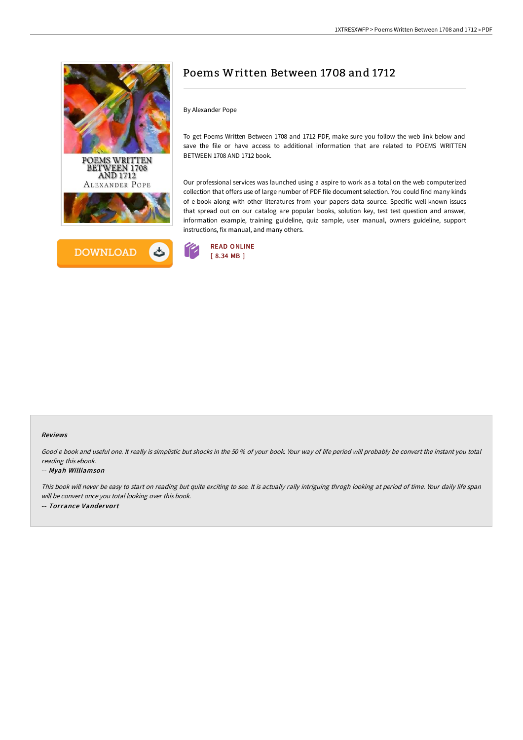# Poems Written Between 1708 and 1712

By Alexander Pope

To get Poems Written Between 1708 and 1712 PDF, make sure you follow the web link below and save the file or have access to additional information that are related to POEMS WRITTEN BETWEEN 1708 AND 1712 book.

Our professional services was launched using a aspire to work as a total on the web computerized collection that offers use of large number of PDF file document selection. You could find many kinds of e-book along with other literatures from your papers data source. Specific well-known issues that spread out on our catalog are popular books, solution key, test test question and answer, information example, training guideline, quiz sample, user manual, owners guideline, support instructions, fix manual, and many others.

READ ONLINE
[ 8.34 MB ]

#### Reviews

*Good e book and useful one. It really is simplistic but shocks in the 50 % of your book. Your way of life period will probably be convert the instant you total reading this ebook.*

-- *Myah Williamson*

*This book will never be easy to start on reading but quite exciting to see. It is actually rally intriguing throgh looking at period of time. Your daily life span will be convert once you total looking over this book.*

-- *Torrance Vandervort*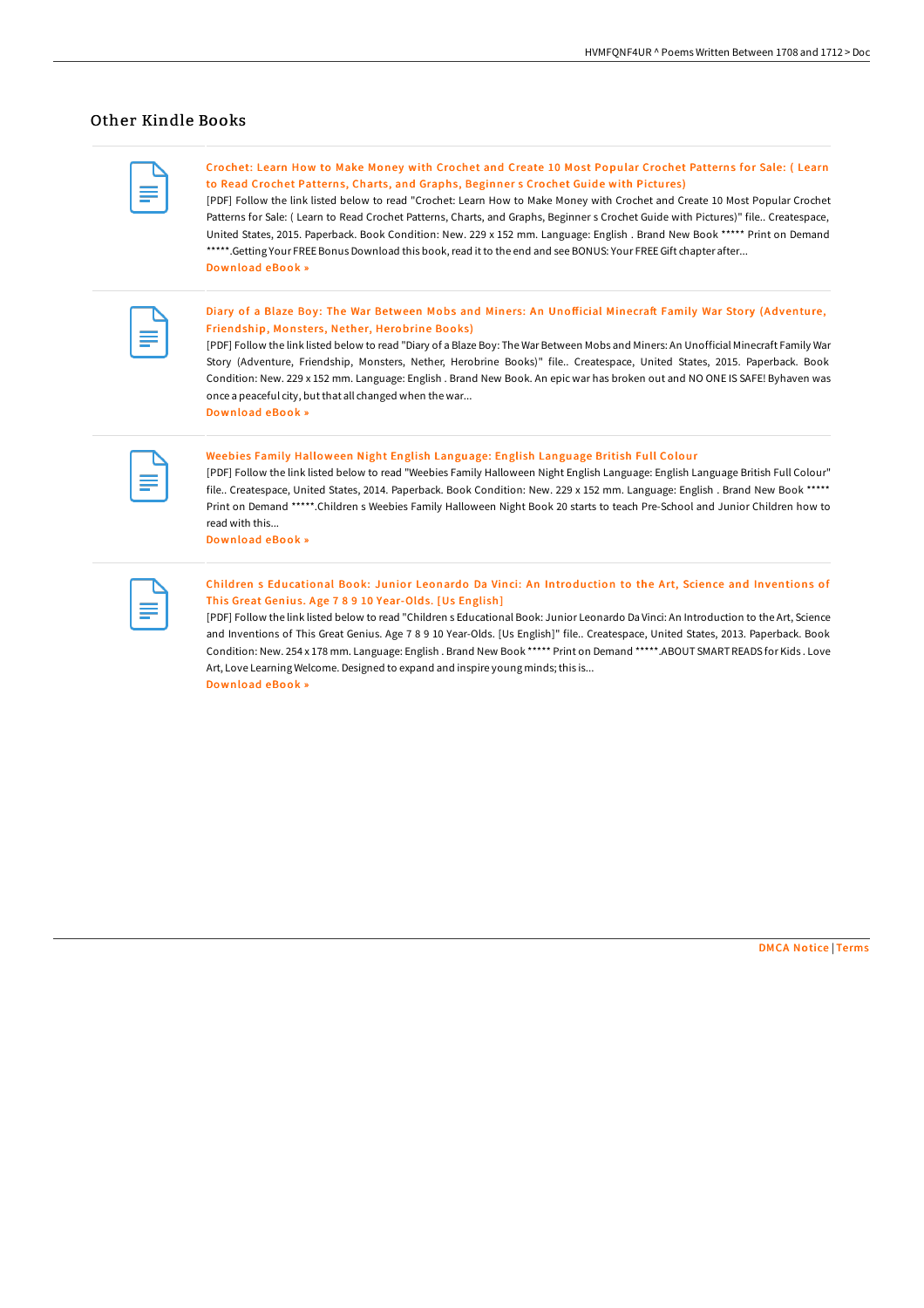## Other Kindle Books

### Crochet: Learn How to Make Money with Crochet and Create 10 Most Popular Crochet Patterns for Sale: ( Learn to Read Crochet Patterns, Charts, and Graphs, Beginner s Crochet Guide with Pictures)

[PDF] Follow the link listed below to read "Crochet: Learn How to Make Money with Crochet and Create 10 Most Popular Crochet Patterns for Sale: ( Learn to Read Crochet Patterns, Charts, and Graphs, Beginner s Crochet Guide with Pictures)" file.. Createspace, United States, 2015. Paperback. Book Condition: New. 229 x 152 mm. Language: English . Brand New Book ***** Print on Demand *****.Getting Your FREE Bonus Download this book, read it to the end and see BONUS: Your FREE Gift chapter after...

Download eBook »

### Diary of a Blaze Boy: The War Between Mobs and Miners: An Unofficial Minecraft Family War Story (Adventure, Friendship, Monsters, Nether, Herobrine Books)

[PDF] Follow the link listed below to read "Diary of a Blaze Boy: The War Between Mobs and Miners: An Unofficial Minecraft Family War Story (Adventure, Friendship, Monsters, Nether, Herobrine Books)" file.. Createspace, United States, 2015. Paperback. Book Condition: New. 229 x 152 mm. Language: English . Brand New Book. An epic war has broken out and NO ONE IS SAFE! Byhaven was once a peaceful city, but that all changed when the war...

Download eBook »

### Weebies Family Halloween Night English Language: English Language British Full Colour

[PDF] Follow the link listed below to read "Weebies Family Halloween Night English Language: English Language British Full Colour" file.. Createspace, United States, 2014. Paperback. Book Condition: New. 229 x 152 mm. Language: English . Brand New Book ***** Print on Demand *****.Children s Weebies Family Halloween Night Book 20 starts to teach Pre-School and Junior Children how to read with this...

Download eBook »

### Children s Educational Book: Junior Leonardo Da Vinci: An Introduction to the Art, Science and Inventions of This Great Genius. Age 7 8 9 10 Year-Olds. [Us English]

[PDF] Follow the link listed below to read "Children s Educational Book: Junior Leonardo Da Vinci: An Introduction to the Art, Science and Inventions of This Great Genius. Age 7 8 9 10 Year-Olds. [Us English]" file.. Createspace, United States, 2013. Paperback. Book Condition: New. 254 x 178 mm. Language: English . Brand New Book ***** Print on Demand *****.ABOUT SMART READS for Kids . Love Art, Love Learning Welcome. Designed to expand and inspire young minds; this is...

Download eBook »

DMCA Notice | Terms